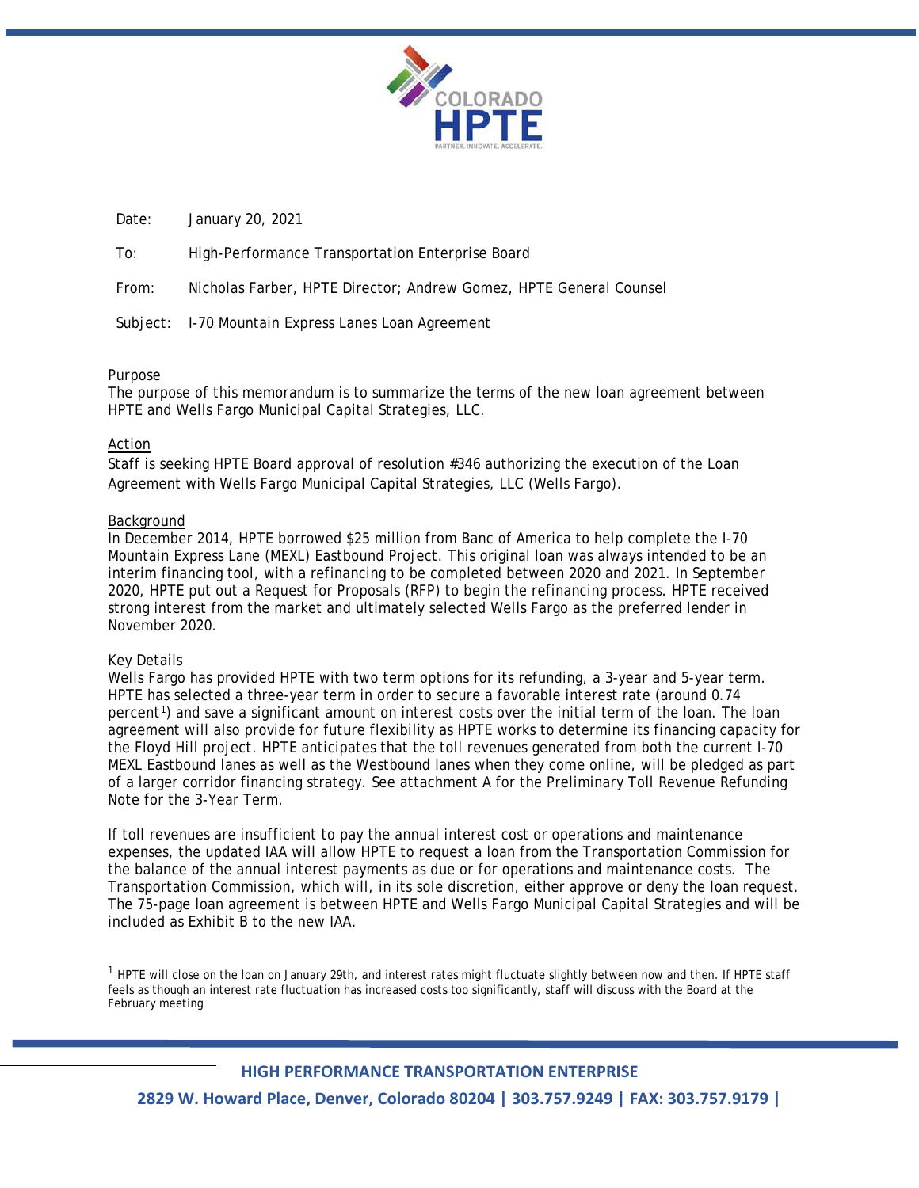COLORADO HPTE
PARTNER. INNOVATE. ACCELERATE.

Date: January 20, 2021

To: High-Performance Transportation Enterprise Board

From: Nicholas Farber, HPTE Director; Andrew Gomez, HPTE General Counsel

Subject: I-70 Mountain Express Lanes Loan Agreement

## Purpose

The purpose of this memorandum is to summarize the terms of the new loan agreement between HPTE and Wells Fargo Municipal Capital Strategies, LLC.

## Action

Staff is seeking HPTE Board approval of resolution #346 authorizing the execution of the Loan Agreement with Wells Fargo Municipal Capital Strategies, LLC (Wells Fargo).

## Background

In December 2014, HPTE borrowed $25 million from Banc of America to help complete the I-70 Mountain Express Lane (MEXL) Eastbound Project. This original loan was always intended to be an interim financing tool, with a refinancing to be completed between 2020 and 2021. In September 2020, HPTE put out a Request for Proposals (RFP) to begin the refinancing process. HPTE received strong interest from the market and ultimately selected Wells Fargo as the preferred lender in November 2020.

## Key Details

Wells Fargo has provided HPTE with two term options for its refunding, a 3-year and 5-year term. HPTE has selected a three-year term in order to secure a favorable interest rate (around 0.74 percent[1]) and save a significant amount on interest costs over the initial term of the loan. The loan agreement will also provide for future flexibility as HPTE works to determine its financing capacity for the Floyd Hill project. HPTE anticipates that the toll revenues generated from both the current I-70 MEXL Eastbound lanes as well as the Westbound lanes when they come online, will be pledged as part of a larger corridor financing strategy. See attachment A for the Preliminary Toll Revenue Refunding Note for the 3-Year Term.

If toll revenues are insufficient to pay the annual interest cost or operations and maintenance expenses, the updated IAA will allow HPTE to request a loan from the Transportation Commission for the balance of the annual interest payments as due or for operations and maintenance costs. The Transportation Commission, which will, in its sole discretion, either approve or deny the loan request. The 75-page loan agreement is between HPTE and Wells Fargo Municipal Capital Strategies and will be included as Exhibit B to the new IAA.

[1] HPTE will close on the loan on January 29th, and interest rates might fluctuate slightly between now and then. If HPTE staff feels as though an interest rate fluctuation has increased costs too significantly, staff will discuss with the Board at the February meeting

**HIGH PERFORMANCE TRANSPORTATION ENTERPRISE**

**2829 W. Howard Place, Denver, Colorado 80204 | 303.757.9249 | FAX: 303.757.9179 |**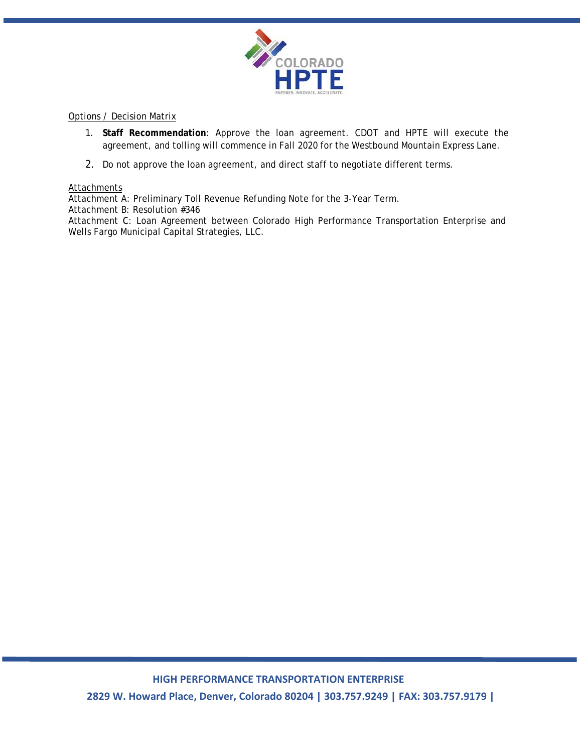Options / Decision Matrix

1. **Staff Recommendation**: Approve the loan agreement. CDOT and HPTE will execute the agreement, and tolling will commence in Fall 2020 for the Westbound Mountain Express Lane.
2. Do not approve the loan agreement, and direct staff to negotiate different terms.

Attachments

Attachment A: Preliminary Toll Revenue Refunding Note for the 3-Year Term.
Attachment B: Resolution #346
Attachment C: Loan Agreement between Colorado High Performance Transportation Enterprise and Wells Fargo Municipal Capital Strategies, LLC.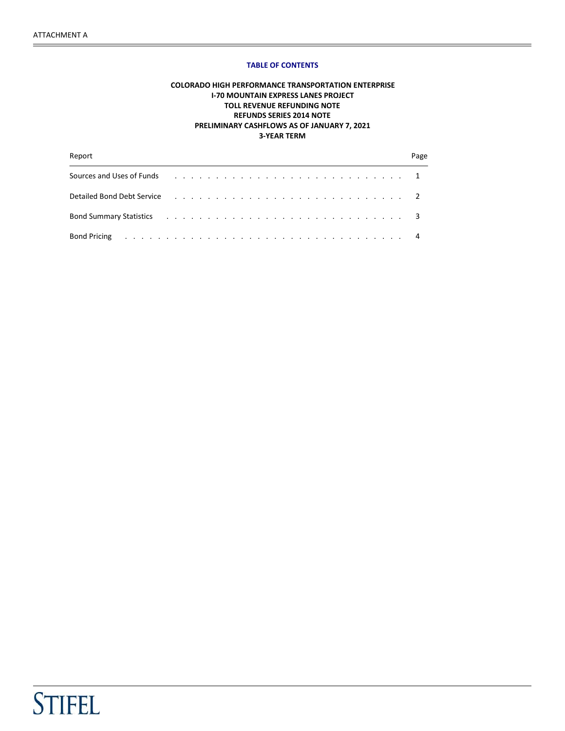ATTACHMENT A

**TABLE OF CONTENTS**

**COLORADO HIGH PERFORMANCE TRANSPORTATION ENTERPRISE**
**I-70 MOUNTAIN EXPRESS LANES PROJECT**
**TOLL REVENUE REFUNDING NOTE**
**REFUNDS SERIES 2014 NOTE**
**PRELIMINARY CASHFLOWS AS OF JANUARY 7, 2021**
**3-YEAR TERM**

| Report | Page |
|---|---|
| Sources and Uses of Funds | 1 |
| Detailed Bond Debt Service | 2 |
| Bond Summary Statistics | 3 |
| Bond Pricing | 4 |

STIFEL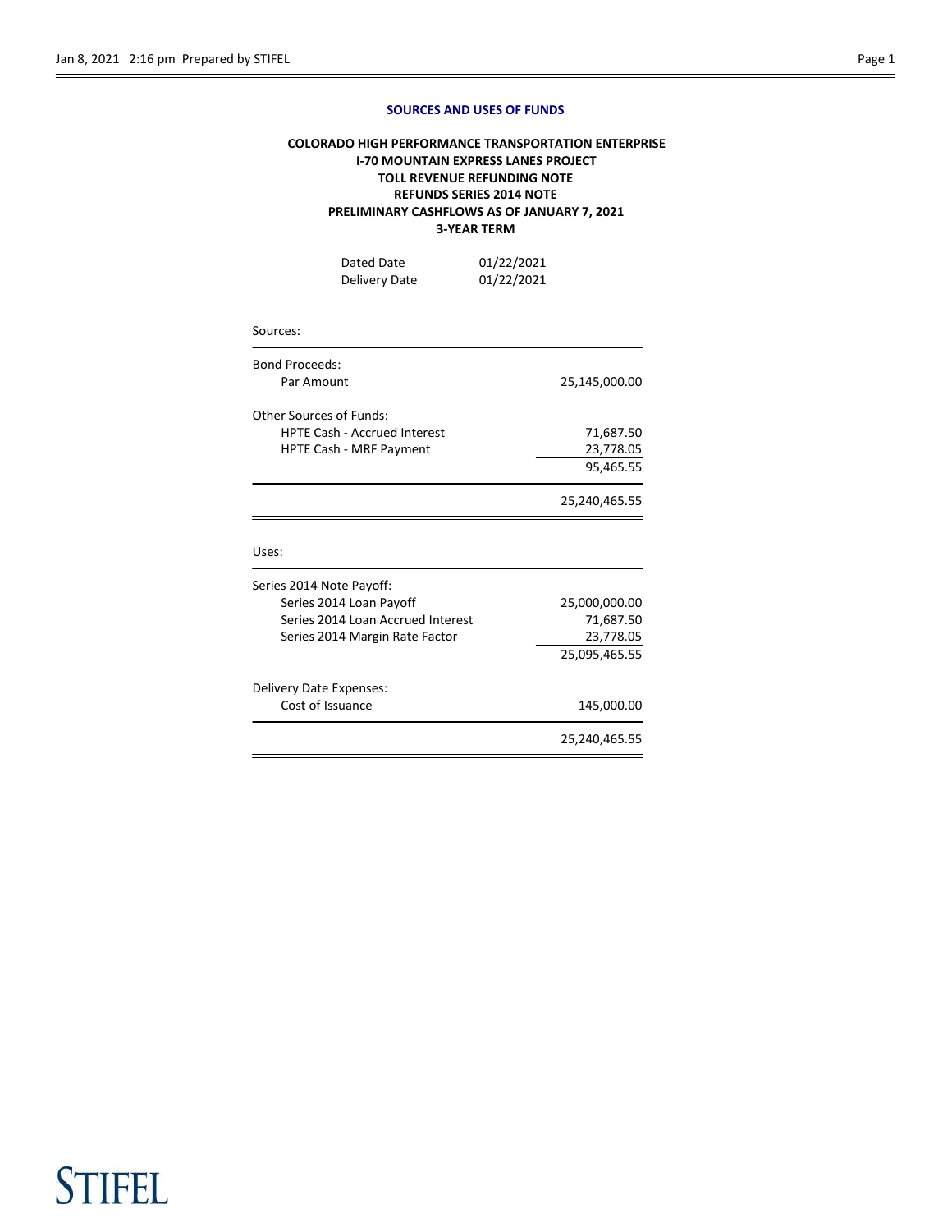## SOURCES AND USES OF FUNDS

**COLORADO HIGH PERFORMANCE TRANSPORTATION ENTERPRISE**
**I-70 MOUNTAIN EXPRESS LANES PROJECT**
**TOLL REVENUE REFUNDING NOTE**
**REFUNDS SERIES 2014 NOTE**
**PRELIMINARY CASHFLOWS AS OF JANUARY 7, 2021**
**3-YEAR TERM**

| | |
|---|---|
| Dated Date | 01/22/2021 |
| Delivery Date | 01/22/2021 |

| Sources: | |
|---|---|
| **Bond Proceeds:** | |
| Par Amount | 25,145,000.00 |
| **Other Sources of Funds:** | |
| HPTE Cash - Accrued Interest | 71,687.50 |
| HPTE Cash - MRF Payment | 23,778.05 |
| | 95,465.55 |
| | 25,240,465.55 |

| Uses: | |
|---|---|
| **Series 2014 Note Payoff:** | |
| Series 2014 Loan Payoff | 25,000,000.00 |
| Series 2014 Loan Accrued Interest | 71,687.50 |
| Series 2014 Margin Rate Factor | 23,778.05 |
| | 25,095,465.55 |
| **Delivery Date Expenses:** | |
| Cost of Issuance | 145,000.00 |
| | 25,240,465.55 |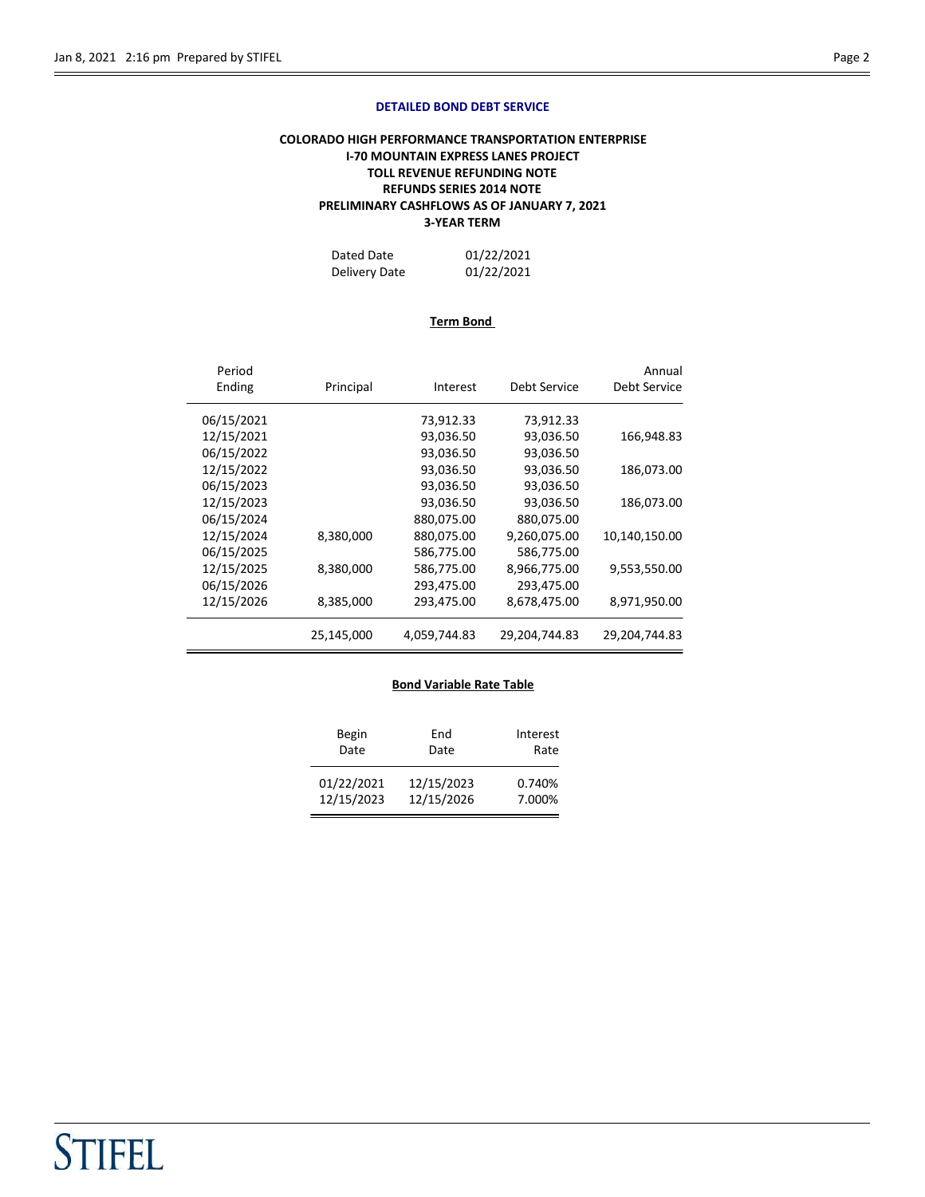## DETAILED BOND DEBT SERVICE

**COLORADO HIGH PERFORMANCE TRANSPORTATION ENTERPRISE**
**I-70 MOUNTAIN EXPRESS LANES PROJECT**
**TOLL REVENUE REFUNDING NOTE**
**REFUNDS SERIES 2014 NOTE**
**PRELIMINARY CASHFLOWS AS OF JANUARY 7, 2021**
**3-YEAR TERM**

| | |
|---|---|
| Dated Date | 01/22/2021 |
| Delivery Date | 01/22/2021 |

### Term Bond

| Period Ending | Principal | Interest | Debt Service | Annual Debt Service |
|---|---|---|---|---|
| 06/15/2021 | | 73,912.33 | 73,912.33 | |
| 12/15/2021 | | 93,036.50 | 93,036.50 | 166,948.83 |
| 06/15/2022 | | 93,036.50 | 93,036.50 | |
| 12/15/2022 | | 93,036.50 | 93,036.50 | 186,073.00 |
| 06/15/2023 | | 93,036.50 | 93,036.50 | |
| 12/15/2023 | | 93,036.50 | 93,036.50 | 186,073.00 |
| 06/15/2024 | | 880,075.00 | 880,075.00 | |
| 12/15/2024 | 8,380,000 | 880,075.00 | 9,260,075.00 | 10,140,150.00 |
| 06/15/2025 | | 586,775.00 | 586,775.00 | |
| 12/15/2025 | 8,380,000 | 586,775.00 | 8,966,775.00 | 9,553,550.00 |
| 06/15/2026 | | 293,475.00 | 293,475.00 | |
| 12/15/2026 | 8,385,000 | 293,475.00 | 8,678,475.00 | 8,971,950.00 |
| | 25,145,000 | 4,059,744.83 | 29,204,744.83 | 29,204,744.83 |

### Bond Variable Rate Table

| Begin Date | End Date | Interest Rate |
|---|---|---|
| 01/22/2021 | 12/15/2023 | 0.740% |
| 12/15/2023 | 12/15/2026 | 7.000% |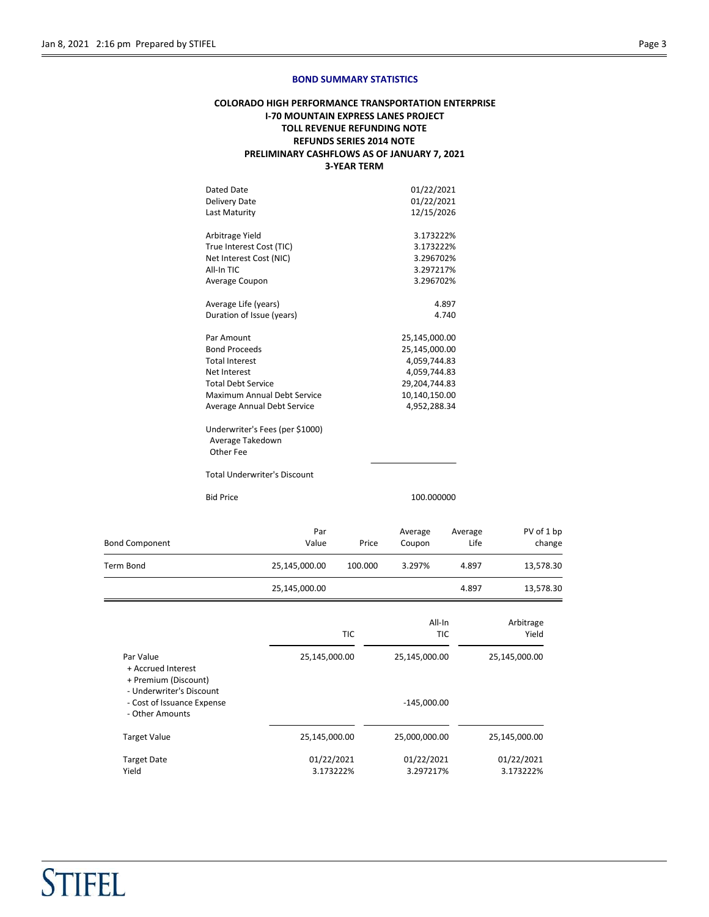## BOND SUMMARY STATISTICS

**COLORADO HIGH PERFORMANCE TRANSPORTATION ENTERPRISE**
**I-70 MOUNTAIN EXPRESS LANES PROJECT**
**TOLL REVENUE REFUNDING NOTE**
**REFUNDS SERIES 2014 NOTE**
**PRELIMINARY CASHFLOWS AS OF JANUARY 7, 2021**
**3-YEAR TERM**

| | |
|---|---:|
| Dated Date | 01/22/2021 |
| Delivery Date | 01/22/2021 |
| Last Maturity | 12/15/2026 |
| | |
| Arbitrage Yield | 3.173222% |
| True Interest Cost (TIC) | 3.173222% |
| Net Interest Cost (NIC) | 3.296702% |
| All-In TIC | 3.297217% |
| Average Coupon | 3.296702% |
| | |
| Average Life (years) | 4.897 |
| Duration of Issue (years) | 4.740 |
| | |
| Par Amount | 25,145,000.00 |
| Bond Proceeds | 25,145,000.00 |
| Total Interest | 4,059,744.83 |
| Net Interest | 4,059,744.83 |
| Total Debt Service | 29,204,744.83 |
| Maximum Annual Debt Service | 10,140,150.00 |
| Average Annual Debt Service | 4,952,288.34 |
| | |
| Underwriter's Fees (per $1000) | |
| Average Takedown | |
| Other Fee | |
| | |
| Total Underwriter's Discount | |
| | |
| Bid Price | 100.000000 |

| Bond Component | Par Value | Price | Average Coupon | Average Life | PV of 1 bp change |
|---|---:|---:|---:|---:|---:|
| Term Bond | 25,145,000.00 | 100.000 | 3.297% | 4.897 | 13,578.30 |
| | 25,145,000.00 | | | 4.897 | 13,578.30 |

| | TIC | All-In TIC | Arbitrage Yield |
|---|---:|---:|---:|
| Par Value | 25,145,000.00 | 25,145,000.00 | 25,145,000.00 |
| + Accrued Interest | | | |
| + Premium (Discount) | | | |
| - Underwriter's Discount | | | |
| - Cost of Issuance Expense | | -145,000.00 | |
| - Other Amounts | | | |
| Target Value | 25,145,000.00 | 25,000,000.00 | 25,145,000.00 |
| Target Date | 01/22/2021 | 01/22/2021 | 01/22/2021 |
| Yield | 3.173222% | 3.297217% | 3.173222% |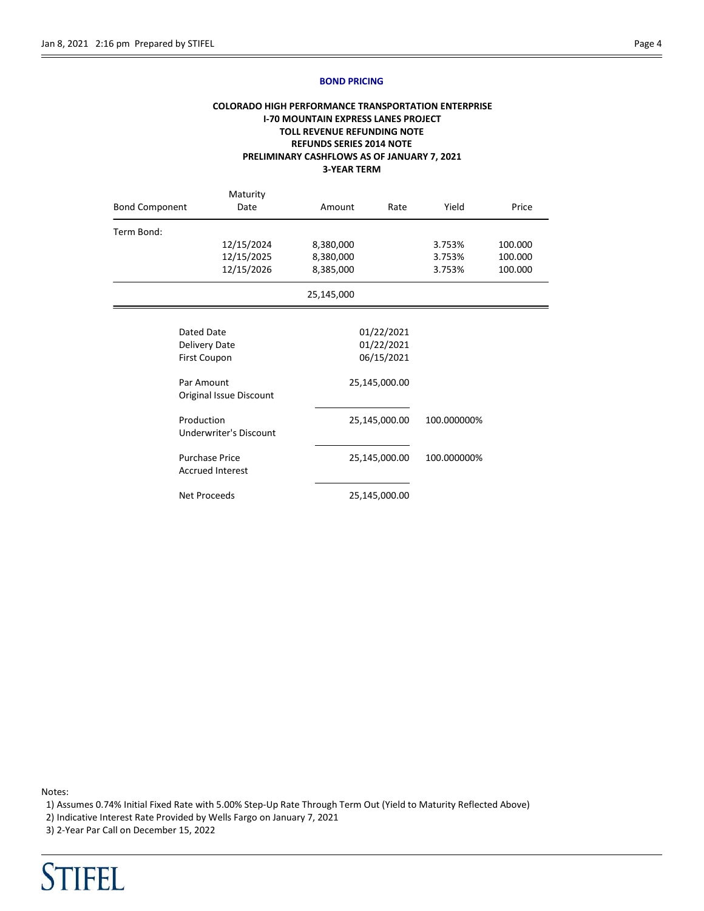## BOND PRICING

**COLORADO HIGH PERFORMANCE TRANSPORTATION ENTERPRISE**
**I-70 MOUNTAIN EXPRESS LANES PROJECT**
**TOLL REVENUE REFUNDING NOTE**
**REFUNDS SERIES 2014 NOTE**
**PRELIMINARY CASHFLOWS AS OF JANUARY 7, 2021**
**3-YEAR TERM**

| Bond Component | Maturity Date | Amount | Rate | Yield | Price |
|---|---|---|---|---|---|
| Term Bond: | | | | | |
| | 12/15/2024 | 8,380,000 | | 3.753% | 100.000 |
| | 12/15/2025 | 8,380,000 | | 3.753% | 100.000 |
| | 12/15/2026 | 8,385,000 | | 3.753% | 100.000 |
| | | 25,145,000 | | | |

| | | |
|---|---|---|
| Dated Date | 01/22/2021 | |
| Delivery Date | 01/22/2021 | |
| First Coupon | 06/15/2021 | |
| Par Amount | 25,145,000.00 | |
| Original Issue Discount | | |
| Production | 25,145,000.00 | 100.000000% |
| Underwriter's Discount | | |
| Purchase Price | 25,145,000.00 | 100.000000% |
| Accrued Interest | | |
| Net Proceeds | 25,145,000.00 | |

Notes:

1) Assumes 0.74% Initial Fixed Rate with 5.00% Step-Up Rate Through Term Out (Yield to Maturity Reflected Above)
2) Indicative Interest Rate Provided by Wells Fargo on January 7, 2021
3) 2-Year Par Call on December 15, 2022